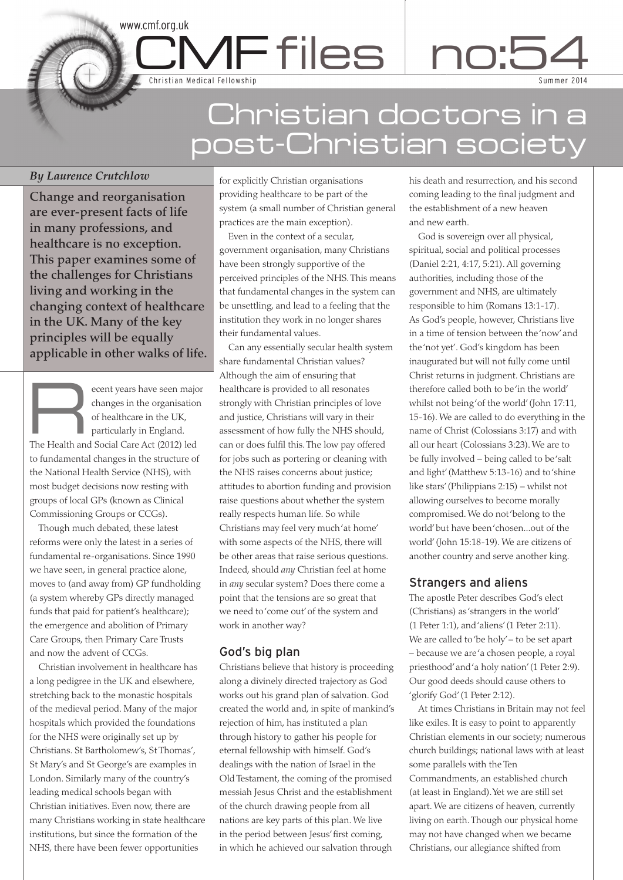www.cmf.org.uk

# CMF files no:54

Christian Medical Fellowship

Summer 2014

# Christian doctors in a post-Christian society

*By Laurence Crutchlow*

**Change and reorganisation are ever-present facts of life in many professions, and healthcare is no exception. This paper examines some of the challenges for Christians living and working in the changing context of healthcare in the UK. Many of the key principles will be equally applicable in other walks of life.**

Recent years have seen major changes in the organisation of healthcare in the UK, particularly in England. The Health and Social Care Act (2012) led to fundamental changes in the structure of the National Health Service (NHS), with most budget decisions now resting with groups of local GPs (known as Clinical Commissioning Groups or CCGs).

Though much debated, these latest reforms were only the latest in a series of fundamental re-organisations. Since 1990 we have seen, in general practice alone, moves to (and away from) GP fundholding (a system whereby GPs directly managed funds that paid for patient's healthcare); the emergence and abolition of Primary Care Groups, then Primary Care Trusts and now the advent of CCGs.

Christian involvement in healthcare has a long pedigree in the UK and elsewhere, stretching back to the monastic hospitals of the medieval period. Many of the major hospitals which provided the foundations for the NHS were originally set up by Christians. St Bartholomew's, St Thomas', St Mary's and St George's are examples in London. Similarly many of the country's leading medical schools began with Christian initiatives. Even now, there are many Christians working in state healthcare institutions, but since the formation of the NHS, there have been fewer opportunities for explicitly Christian organisations providing healthcare to be part of the system (a small number of Christian general practices are the main exception).

Even in the context of a secular, government organisation, many Christians have been strongly supportive of the perceived principles of the NHS. This means that fundamental changes in the system can be unsettling, and lead to a feeling that the institution they work in no longer shares their fundamental values.

Can any essentially secular health system share fundamental Christian values? Although the aim of ensuring that healthcare is provided to all resonates strongly with Christian principles of love and justice, Christians will vary in their assessment of how fully the NHS should, can or does fulfil this. The low pay offered for jobs such as portering or cleaning with the NHS raises concerns about justice; attitudes to abortion funding and provision raise questions about whether the system really respects human life. So while Christians may feel very much 'at home' with some aspects of the NHS, there will be other areas that raise serious questions. Indeed, should *any* Christian feel at home in *any* secular system? Does there come a point that the tensions are so great that we need to 'come out' of the system and work in another way?

## God's big plan

Christians believe that history is proceeding along a divinely directed trajectory as God works out his grand plan of salvation. God created the world and, in spite of mankind's rejection of him, has instituted a plan through history to gather his people for eternal fellowship with himself. God's dealings with the nation of Israel in the Old Testament, the coming of the promised messiah Jesus Christ and the establishment of the church drawing people from all nations are key parts of this plan. We live in the period between Jesus' first coming, in which he achieved our salvation through his death and resurrection, and his second coming leading to the final judgment and the establishment of a new heaven and new earth.

God is sovereign over all physical, spiritual, social and political processes (Daniel 2:21, 4:17, 5:21). All governing authorities, including those of the government and NHS, are ultimately responsible to him (Romans 13:1-17). As God's people, however, Christians live in a time of tension between the 'now' and the 'not yet'. God's kingdom has been inaugurated but will not fully come until Christ returns in judgment. Christians are therefore called both to be 'in the world' whilst not being 'of the world' (John 17:11, 15-16). We are called to do everything in the name of Christ (Colossians 3:17) and with all our heart (Colossians 3:23). We are to be fully involved – being called to be 'salt and light' (Matthew 5:13-16) and to 'shine like stars' (Philippians 2:15) – whilst not allowing ourselves to become morally compromised. We do not 'belong to the world' but have been 'chosen...out of the world' (John 15:18-19). We are citizens of another country and serve another king.

## Strangers and aliens

The apostle Peter describes God's elect (Christians) as 'strangers in the world' (1 Peter 1:1), and 'aliens' (1 Peter 2:11). We are called to 'be holy' – to be set apart – because we are 'a chosen people, a royal priesthood' and 'a holy nation' (1 Peter 2:9). Our good deeds should cause others to 'glorify God' (1 Peter 2:12).

At times Christians in Britain may not feel like exiles. It is easy to point to apparently Christian elements in our society; numerous church buildings; national laws with at least some parallels with the Ten Commandments, an established church (at least in England). Yet we are still set apart. We are citizens of heaven, currently living on earth. Though our physical home may not have changed when we became Christians, our allegiance shifted from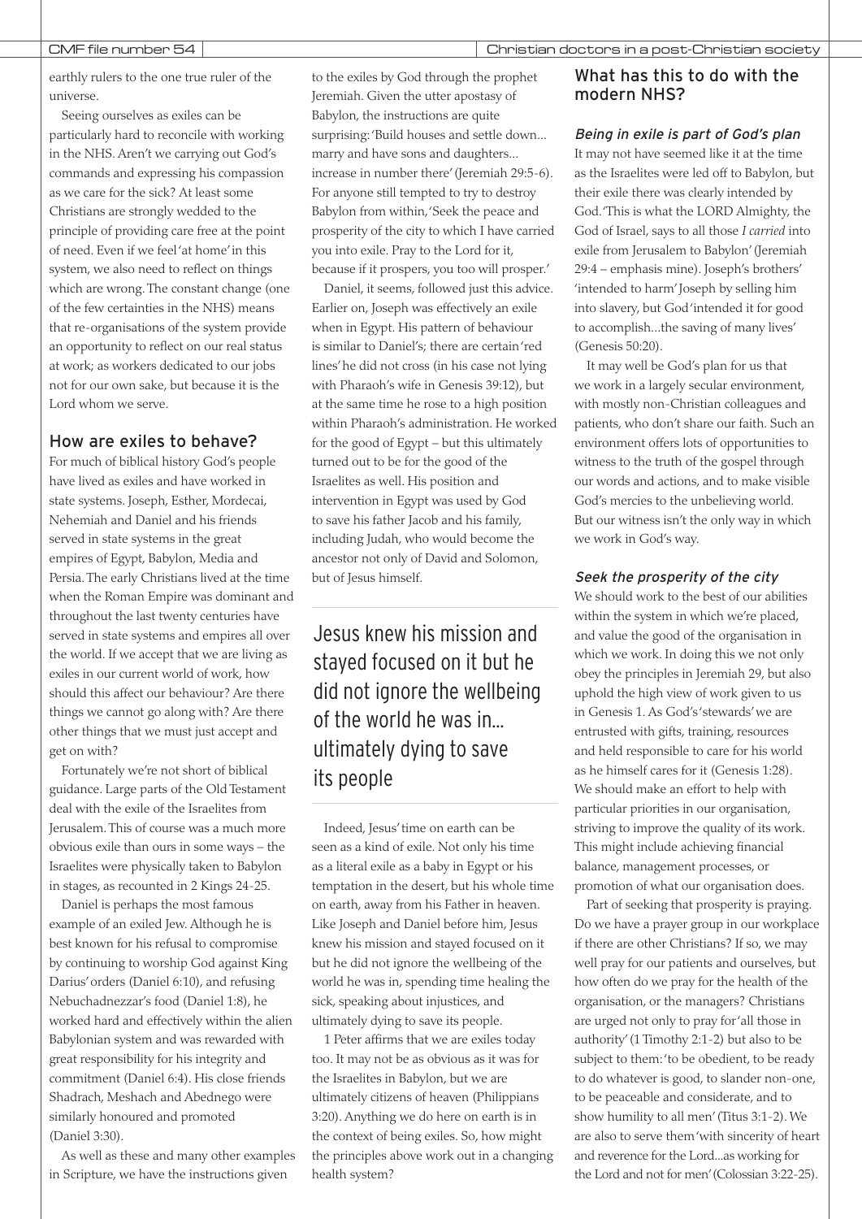earthly rulers to the one true ruler of the universe.

Seeing ourselves as exiles can be particularly hard to reconcile with working in the NHS. Aren't we carrying out God's commands and expressing his compassion as we care for the sick? At least some Christians are strongly wedded to the principle of providing care free at the point of need. Even if we feel 'at home' in this system, we also need to reflect on things which are wrong. The constant change (one of the few certainties in the NHS) means that re-organisations of the system provide an opportunity to reflect on our real status at work; as workers dedicated to our jobs not for our own sake, but because it is the Lord whom we serve.

## How are exiles to behave?

For much of biblical history God's people have lived as exiles and have worked in state systems. Joseph, Esther, Mordecai, Nehemiah and Daniel and his friends served in state systems in the great empires of Egypt, Babylon, Media and Persia. The early Christians lived at the time when the Roman Empire was dominant and throughout the last twenty centuries have served in state systems and empires all over the world. If we accept that we are living as exiles in our current world of work, how should this affect our behaviour? Are there things we cannot go along with? Are there other things that we must just accept and get on with?

Fortunately we're not short of biblical guidance. Large parts of the Old Testament deal with the exile of the Israelites from Jerusalem. This of course was a much more obvious exile than ours in some ways – the Israelites were physically taken to Babylon in stages, as recounted in 2 Kings 24-25.

Daniel is perhaps the most famous example of an exiled Jew. Although he is best known for his refusal to compromise by continuing to worship God against King Darius' orders (Daniel 6:10), and refusing Nebuchadnezzar's food (Daniel 1:8), he worked hard and effectively within the alien Babylonian system and was rewarded with great responsibility for his integrity and commitment (Daniel 6:4). His close friends Shadrach, Meshach and Abednego were similarly honoured and promoted (Daniel 3:30).

As well as these and many other examples in Scripture, we have the instructions given to the exiles by God through the prophet Jeremiah. Given the utter apostasy of Babylon, the instructions are quite surprising: 'Build houses and settle down... marry and have sons and daughters... increase in number there' (Jeremiah 29:5-6). For anyone still tempted to try to destroy Babylon from within, 'Seek the peace and prosperity of the city to which I have carried you into exile. Pray to the Lord for it, because if it prospers, you too will prosper.'

Daniel, it seems, followed just this advice. Earlier on, Joseph was effectively an exile when in Egypt. His pattern of behaviour is similar to Daniel's; there are certain 'red lines' he did not cross (in his case not lying with Pharaoh's wife in Genesis 39:12), but at the same time he rose to a high position within Pharaoh's administration. He worked for the good of Egypt – but this ultimately turned out to be for the good of the Israelites as well. His position and intervention in Egypt was used by God to save his father Jacob and his family, including Judah, who would become the ancestor not only of David and Solomon, but of Jesus himself.

> Jesus knew his mission and stayed focused on it but he did not ignore the wellbeing of the world he was in... ultimately dying to save its people

Indeed, Jesus' time on earth can be seen as a kind of exile. Not only his time as a literal exile as a baby in Egypt or his temptation in the desert, but his whole time on earth, away from his Father in heaven. Like Joseph and Daniel before him, Jesus knew his mission and stayed focused on it but he did not ignore the wellbeing of the world he was in, spending time healing the sick, speaking about injustices, and ultimately dying to save its people.

1 Peter affirms that we are exiles today too. It may not be as obvious as it was for the Israelites in Babylon, but we are ultimately citizens of heaven (Philippians 3:20). Anything we do here on earth is in the context of being exiles. So, how might the principles above work out in a changing health system?

## What has this to do with the modern NHS?

### *Being in exile is part of God's plan*

It may not have seemed like it at the time as the Israelites were led off to Babylon, but their exile there was clearly intended by God. 'This is what the LORD Almighty, the God of Israel, says to all those *I carried* into exile from Jerusalem to Babylon' (Jeremiah 29:4 – emphasis mine). Joseph's brothers' 'intended to harm' Joseph by selling him into slavery, but God 'intended it for good to accomplish...the saving of many lives' (Genesis 50:20).

It may well be God's plan for us that we work in a largely secular environment, with mostly non-Christian colleagues and patients, who don't share our faith. Such an environment offers lots of opportunities to witness to the truth of the gospel through our words and actions, and to make visible God's mercies to the unbelieving world. But our witness isn't the only way in which we work in God's way.

### *Seek the prosperity of the city*

We should work to the best of our abilities within the system in which we're placed, and value the good of the organisation in which we work. In doing this we not only obey the principles in Jeremiah 29, but also uphold the high view of work given to us in Genesis 1. As God's 'stewards' we are entrusted with gifts, training, resources and held responsible to care for his world as he himself cares for it (Genesis 1:28). We should make an effort to help with particular priorities in our organisation, striving to improve the quality of its work. This might include achieving financial balance, management processes, or promotion of what our organisation does.

Part of seeking that prosperity is praying. Do we have a prayer group in our workplace if there are other Christians? If so, we may well pray for our patients and ourselves, but how often do we pray for the health of the organisation, or the managers? Christians are urged not only to pray for 'all those in authority' (1 Timothy 2:1-2) but also to be subject to them: 'to be obedient, to be ready to do whatever is good, to slander non-one, to be peaceable and considerate, and to show humility to all men' (Titus 3:1-2). We are also to serve them 'with sincerity of heart and reverence for the Lord...as working for the Lord and not for men' (Colossian 3:22-25).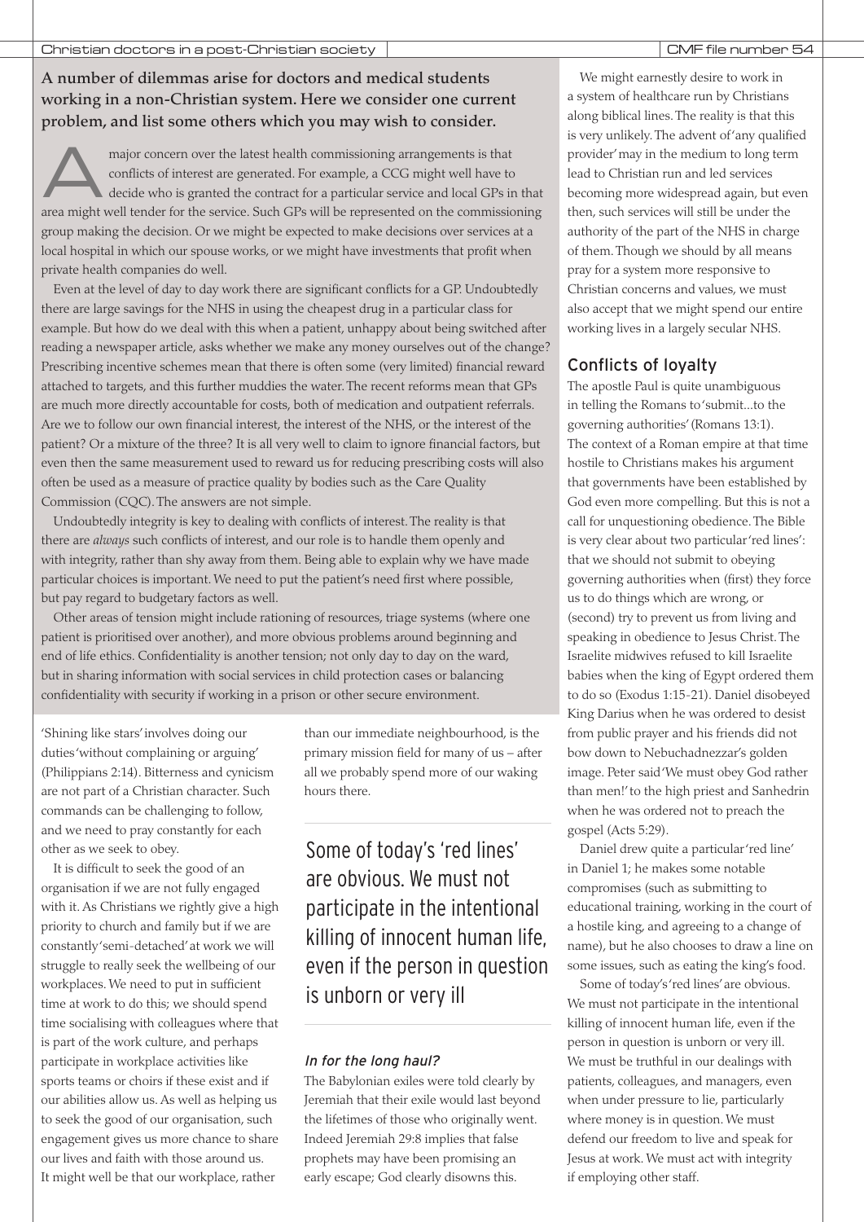**A number of dilemmas arise for doctors and medical students working in a non-Christian system. Here we consider one current problem, and list some others which you may wish to consider.**

A major concern over the latest health commissioning arrangements is that conflicts of interest are generated. For example, a CCG might well have to decide who is granted the contract for a particular service and local GPs in that area might well tender for the service. Such GPs will be represented on the commissioning group making the decision. Or we might be expected to make decisions over services at a local hospital in which our spouse works, or we might have investments that profit when private health companies do well.

Even at the level of day to day work there are significant conflicts for a GP. Undoubtedly there are large savings for the NHS in using the cheapest drug in a particular class for example. But how do we deal with this when a patient, unhappy about being switched after reading a newspaper article, asks whether we make any money ourselves out of the change? Prescribing incentive schemes mean that there is often some (very limited) financial reward attached to targets, and this further muddies the water. The recent reforms mean that GPs are much more directly accountable for costs, both of medication and outpatient referrals. Are we to follow our own financial interest, the interest of the NHS, or the interest of the patient? Or a mixture of the three? It is all very well to claim to ignore financial factors, but even then the same measurement used to reward us for reducing prescribing costs will also often be used as a measure of practice quality by bodies such as the Care Quality Commission (CQC). The answers are not simple.

Undoubtedly integrity is key to dealing with conflicts of interest. The reality is that there are *always* such conflicts of interest, and our role is to handle them openly and with integrity, rather than shy away from them. Being able to explain why we have made particular choices is important. We need to put the patient's need first where possible, but pay regard to budgetary factors as well.

Other areas of tension might include rationing of resources, triage systems (where one patient is prioritised over another), and more obvious problems around beginning and end of life ethics. Confidentiality is another tension; not only day to day on the ward, but in sharing information with social services in child protection cases or balancing confidentiality with security if working in a prison or other secure environment.

'Shining like stars' involves doing our duties 'without complaining or arguing' (Philippians 2:14). Bitterness and cynicism are not part of a Christian character. Such commands can be challenging to follow, and we need to pray constantly for each other as we seek to obey.

It is difficult to seek the good of an organisation if we are not fully engaged with it. As Christians we rightly give a high priority to church and family but if we are constantly 'semi-detached' at work we will struggle to really seek the wellbeing of our workplaces. We need to put in sufficient time at work to do this; we should spend time socialising with colleagues where that is part of the work culture, and perhaps participate in workplace activities like sports teams or choirs if these exist and if our abilities allow us. As well as helping us to seek the good of our organisation, such engagement gives us more chance to share our lives and faith with those around us. It might well be that our workplace, rather than our immediate neighbourhood, is the primary mission field for many of us – after all we probably spend more of our waking hours there.

> Some of today's 'red lines' are obvious. We must not participate in the intentional killing of innocent human life, even if the person in question is unborn or very ill

### *In for the long haul?*

The Babylonian exiles were told clearly by Jeremiah that their exile would last beyond the lifetimes of those who originally went. Indeed Jeremiah 29:8 implies that false prophets may have been promising an early escape; God clearly disowns this.

We might earnestly desire to work in a system of healthcare run by Christians along biblical lines. The reality is that this is very unlikely. The advent of 'any qualified provider' may in the medium to long term lead to Christian run and led services becoming more widespread again, but even then, such services will still be under the authority of the part of the NHS in charge of them. Though we should by all means pray for a system more responsive to Christian concerns and values, we must also accept that we might spend our entire working lives in a largely secular NHS.

## Conflicts of loyalty

The apostle Paul is quite unambiguous in telling the Romans to 'submit...to the governing authorities' (Romans 13:1). The context of a Roman empire at that time hostile to Christians makes his argument that governments have been established by God even more compelling. But this is not a call for unquestioning obedience. The Bible is very clear about two particular 'red lines': that we should not submit to obeying governing authorities when (first) they force us to do things which are wrong, or (second) try to prevent us from living and speaking in obedience to Jesus Christ. The Israelite midwives refused to kill Israelite babies when the king of Egypt ordered them to do so (Exodus 1:15-21). Daniel disobeyed King Darius when he was ordered to desist from public prayer and his friends did not bow down to Nebuchadnezzar's golden image. Peter said 'We must obey God rather than men!' to the high priest and Sanhedrin when he was ordered not to preach the gospel (Acts 5:29).

Daniel drew quite a particular 'red line' in Daniel 1; he makes some notable compromises (such as submitting to educational training, working in the court of a hostile king, and agreeing to a change of name), but he also chooses to draw a line on some issues, such as eating the king's food.

Some of today's 'red lines' are obvious. We must not participate in the intentional killing of innocent human life, even if the person in question is unborn or very ill. We must be truthful in our dealings with patients, colleagues, and managers, even when under pressure to lie, particularly where money is in question. We must defend our freedom to live and speak for Jesus at work. We must act with integrity if employing other staff.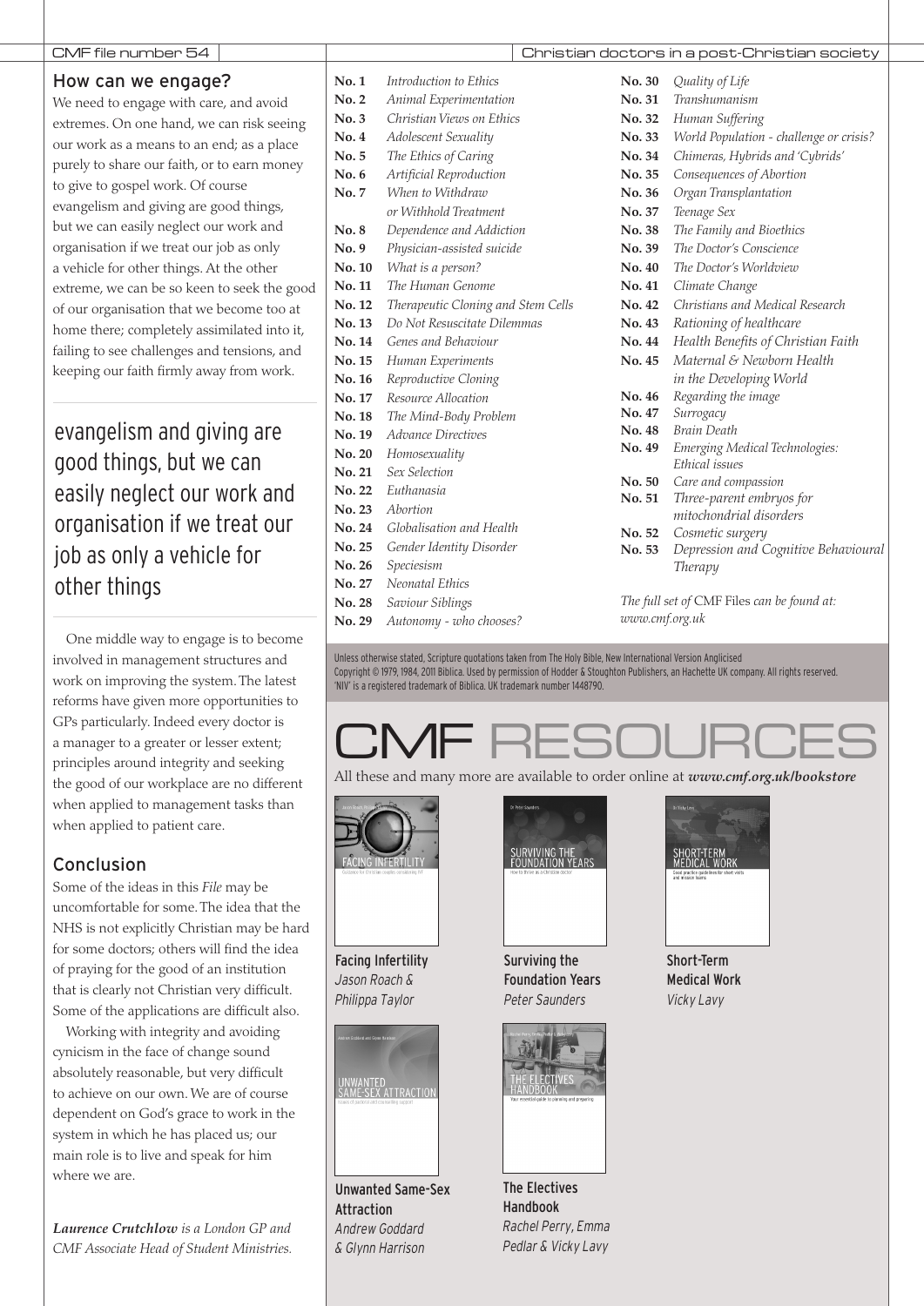## How can we engage?

We need to engage with care, and avoid extremes. On one hand, we can risk seeing our work as a means to an end; as a place purely to share our faith, or to earn money to give to gospel work. Of course evangelism and giving are good things, but we can easily neglect our work and organisation if we treat our job as only a vehicle for other things. At the other extreme, we can be so keen to seek the good of our organisation that we become too at home there; completely assimilated into it, failing to see challenges and tensions, and keeping our faith firmly away from work.

> evangelism and giving are good things, but we can easily neglect our work and organisation if we treat our job as only a vehicle for other things

One middle way to engage is to become involved in management structures and work on improving the system. The latest reforms have given more opportunities to GPs particularly. Indeed every doctor is a manager to a greater or lesser extent; principles around integrity and seeking the good of our workplace are no different when applied to management tasks than when applied to patient care.

## Conclusion

Some of the ideas in this *File* may be uncomfortable for some. The idea that the NHS is not explicitly Christian may be hard for some doctors; others will find the idea of praying for the good of an institution that is clearly not Christian very difficult. Some of the applications are difficult also.

Working with integrity and avoiding cynicism in the face of change sound absolutely reasonable, but very difficult to achieve on our own. We are of course dependent on God's grace to work in the system in which he has placed us; our main role is to live and speak for him where we are.

***Laurence Crutchlow*** *is a London GP and CMF Associate Head of Student Ministries.*

**No. 1** *Introduction to Ethics*
**No. 2** *Animal Experimentation*
**No. 3** *Christian Views on Ethics*
**No. 4** *Adolescent Sexuality*
**No. 5** *The Ethics of Caring*
**No. 6** *Artificial Reproduction*
**No. 7** *When to Withdraw or Withhold Treatment*
**No. 8** *Dependence and Addiction*
**No. 9** *Physician-assisted suicide*
**No. 10** *What is a person?*
**No. 11** *The Human Genome*
**No. 12** *Therapeutic Cloning and Stem Cells*
**No. 13** *Do Not Resuscitate Dilemmas*
**No. 14** *Genes and Behaviour*
**No. 15** *Human Experiments*
**No. 16** *Reproductive Cloning*
**No. 17** *Resource Allocation*
**No. 18** *The Mind-Body Problem*
**No. 19** *Advance Directives*
**No. 20** *Homosexuality*
**No. 21** *Sex Selection*
**No. 22** *Euthanasia*
**No. 23** *Abortion*
**No. 24** *Globalisation and Health*
**No. 25** *Gender Identity Disorder*
**No. 26** *Speciesism*
**No. 27** *Neonatal Ethics*
**No. 28** *Saviour Siblings*
**No. 29** *Autonomy - who chooses?*
**No. 30** *Quality of Life*
**No. 31** *Transhumanism*
**No. 32** *Human Suffering*
**No. 33** *World Population - challenge or crisis?*
**No. 34** *Chimeras, Hybrids and 'Cybrids'*
**No. 35** *Consequences of Abortion*
**No. 36** *Organ Transplantation*
**No. 37** *Teenage Sex*
**No. 38** *The Family and Bioethics*
**No. 39** *The Doctor's Conscience*
**No. 40** *The Doctor's Worldview*
**No. 41** *Climate Change*
**No. 42** *Christians and Medical Research*
**No. 43** *Rationing of healthcare*
**No. 44** *Health Benefits of Christian Faith*
**No. 45** *Maternal & Newborn Health in the Developing World*
**No. 46** *Regarding the image*
**No. 47** *Surrogacy*
**No. 48** *Brain Death*
**No. 49** *Emerging Medical Technologies: Ethical issues*
**No. 50** *Care and compassion*
**No. 51** *Three-parent embryos for mitochondrial disorders*
**No. 52** *Cosmetic surgery*
**No. 53** *Depression and Cognitive Behavioural Therapy*

*The full set of* CMF Files *can be found at: www.cmf.org.uk*

Unless otherwise stated, Scripture quotations taken from The Holy Bible, New International Version Anglicised Copyright © 1979, 1984, 2011 Biblica. Used by permission of Hodder & Stoughton Publishers, an Hachette UK company. All rights reserved. 'NIV' is a registered trademark of Biblica. UK trademark number 1448790.

# CMF RESOURCES

All these and many more are available to order online at ***www.cmf.org.uk/bookstore***

**Facing Infertility**
*Jason Roach & Philippa Taylor*

**Surviving the Foundation Years**
*Peter Saunders*

**Short-Term Medical Work**
*Vicky Lavy*

**Unwanted Same-Sex Attraction**
*Andrew Goddard & Glynn Harrison*

**The Electives Handbook**
*Rachel Perry, Emma Pedlar & Vicky Lavy*